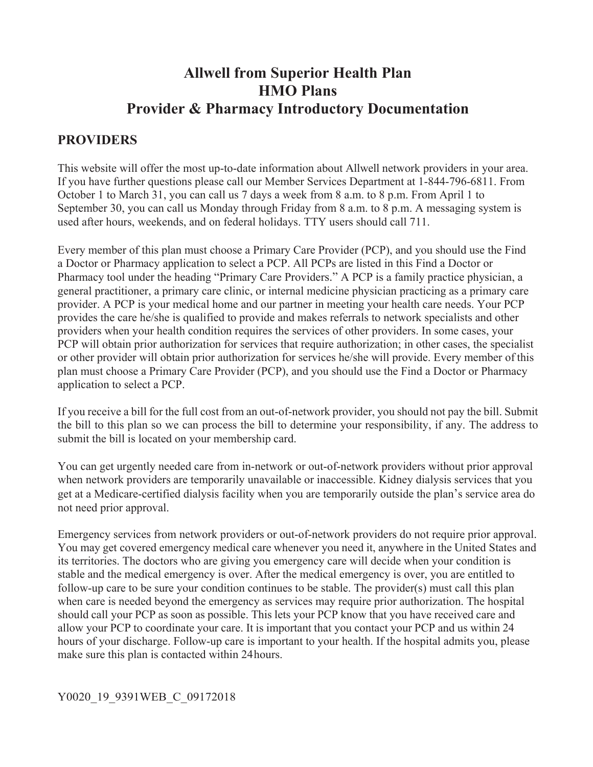# Allwell from Superior Health Plan
# HMO Plans
# Provider & Pharmacy Introductory Documentation

## PROVIDERS

This website will offer the most up-to-date information about Allwell network providers in your area. If you have further questions please call our Member Services Department at 1-844-796-6811. From October 1 to March 31, you can call us 7 days a week from 8 a.m. to 8 p.m. From April 1 to September 30, you can call us Monday through Friday from 8 a.m. to 8 p.m. A messaging system is used after hours, weekends, and on federal holidays. TTY users should call 711.

Every member of this plan must choose a Primary Care Provider (PCP), and you should use the Find a Doctor or Pharmacy application to select a PCP. All PCPs are listed in this Find a Doctor or Pharmacy tool under the heading "Primary Care Providers." A PCP is a family practice physician, a general practitioner, a primary care clinic, or internal medicine physician practicing as a primary care provider. A PCP is your medical home and our partner in meeting your health care needs. Your PCP provides the care he/she is qualified to provide and makes referrals to network specialists and other providers when your health condition requires the services of other providers. In some cases, your PCP will obtain prior authorization for services that require authorization; in other cases, the specialist or other provider will obtain prior authorization for services he/she will provide. Every member of this plan must choose a Primary Care Provider (PCP), and you should use the Find a Doctor or Pharmacy application to select a PCP.

If you receive a bill for the full cost from an out-of-network provider, you should not pay the bill. Submit the bill to this plan so we can process the bill to determine your responsibility, if any. The address to submit the bill is located on your membership card.

You can get urgently needed care from in-network or out-of-network providers without prior approval when network providers are temporarily unavailable or inaccessible. Kidney dialysis services that you get at a Medicare-certified dialysis facility when you are temporarily outside the plan's service area do not need prior approval.

Emergency services from network providers or out-of-network providers do not require prior approval. You may get covered emergency medical care whenever you need it, anywhere in the United States and its territories. The doctors who are giving you emergency care will decide when your condition is stable and the medical emergency is over. After the medical emergency is over, you are entitled to follow-up care to be sure your condition continues to be stable. The provider(s) must call this plan when care is needed beyond the emergency as services may require prior authorization. The hospital should call your PCP as soon as possible. This lets your PCP know that you have received care and allow your PCP to coordinate your care. It is important that you contact your PCP and us within 24 hours of your discharge. Follow-up care is important to your health. If the hospital admits you, please make sure this plan is contacted within 24 hours.

Y0020_19_9391WEB_C_09172018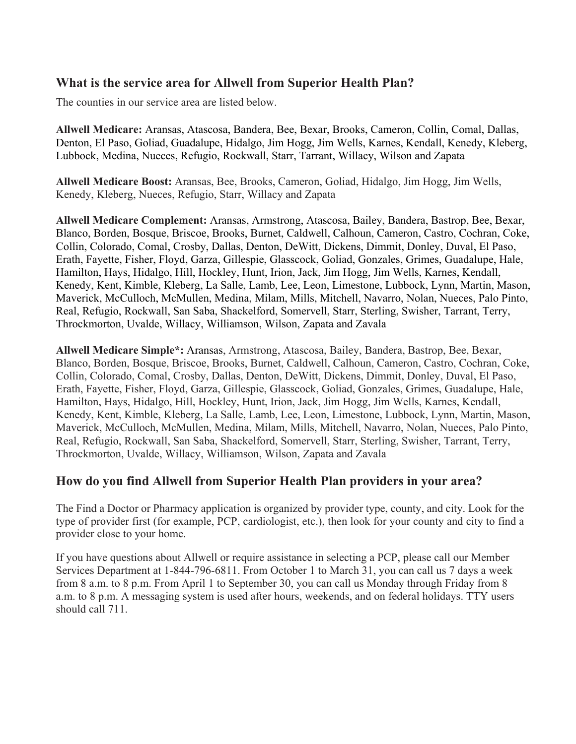## What is the service area for Allwell from Superior Health Plan?

The counties in our service area are listed below.

**Allwell Medicare:** Aransas, Atascosa, Bandera, Bee, Bexar, Brooks, Cameron, Collin, Comal, Dallas, Denton, El Paso, Goliad, Guadalupe, Hidalgo, Jim Hogg, Jim Wells, Karnes, Kendall, Kenedy, Kleberg, Lubbock, Medina, Nueces, Refugio, Rockwall, Starr, Tarrant, Willacy, Wilson and Zapata

**Allwell Medicare Boost:** Aransas, Bee, Brooks, Cameron, Goliad, Hidalgo, Jim Hogg, Jim Wells, Kenedy, Kleberg, Nueces, Refugio, Starr, Willacy and Zapata

**Allwell Medicare Complement:** Aransas, Armstrong, Atascosa, Bailey, Bandera, Bastrop, Bee, Bexar, Blanco, Borden, Bosque, Briscoe, Brooks, Burnet, Caldwell, Calhoun, Cameron, Castro, Cochran, Coke, Collin, Colorado, Comal, Crosby, Dallas, Denton, DeWitt, Dickens, Dimmit, Donley, Duval, El Paso, Erath, Fayette, Fisher, Floyd, Garza, Gillespie, Glasscock, Goliad, Gonzales, Grimes, Guadalupe, Hale, Hamilton, Hays, Hidalgo, Hill, Hockley, Hunt, Irion, Jack, Jim Hogg, Jim Wells, Karnes, Kendall, Kenedy, Kent, Kimble, Kleberg, La Salle, Lamb, Lee, Leon, Limestone, Lubbock, Lynn, Martin, Mason, Maverick, McCulloch, McMullen, Medina, Milam, Mills, Mitchell, Navarro, Nolan, Nueces, Palo Pinto, Real, Refugio, Rockwall, San Saba, Shackelford, Somervell, Starr, Sterling, Swisher, Tarrant, Terry, Throckmorton, Uvalde, Willacy, Williamson, Wilson, Zapata and Zavala

**Allwell Medicare Simple*:** Aransas, Armstrong, Atascosa, Bailey, Bandera, Bastrop, Bee, Bexar, Blanco, Borden, Bosque, Briscoe, Brooks, Burnet, Caldwell, Calhoun, Cameron, Castro, Cochran, Coke, Collin, Colorado, Comal, Crosby, Dallas, Denton, DeWitt, Dickens, Dimmit, Donley, Duval, El Paso, Erath, Fayette, Fisher, Floyd, Garza, Gillespie, Glasscock, Goliad, Gonzales, Grimes, Guadalupe, Hale, Hamilton, Hays, Hidalgo, Hill, Hockley, Hunt, Irion, Jack, Jim Hogg, Jim Wells, Karnes, Kendall, Kenedy, Kent, Kimble, Kleberg, La Salle, Lamb, Lee, Leon, Limestone, Lubbock, Lynn, Martin, Mason, Maverick, McCulloch, McMullen, Medina, Milam, Mills, Mitchell, Navarro, Nolan, Nueces, Palo Pinto, Real, Refugio, Rockwall, San Saba, Shackelford, Somervell, Starr, Sterling, Swisher, Tarrant, Terry, Throckmorton, Uvalde, Willacy, Williamson, Wilson, Zapata and Zavala

## How do you find Allwell from Superior Health Plan providers in your area?

The Find a Doctor or Pharmacy application is organized by provider type, county, and city. Look for the type of provider first (for example, PCP, cardiologist, etc.), then look for your county and city to find a provider close to your home.

If you have questions about Allwell or require assistance in selecting a PCP, please call our Member Services Department at 1-844-796-6811. From October 1 to March 31, you can call us 7 days a week from 8 a.m. to 8 p.m. From April 1 to September 30, you can call us Monday through Friday from 8 a.m. to 8 p.m. A messaging system is used after hours, weekends, and on federal holidays. TTY users should call 711.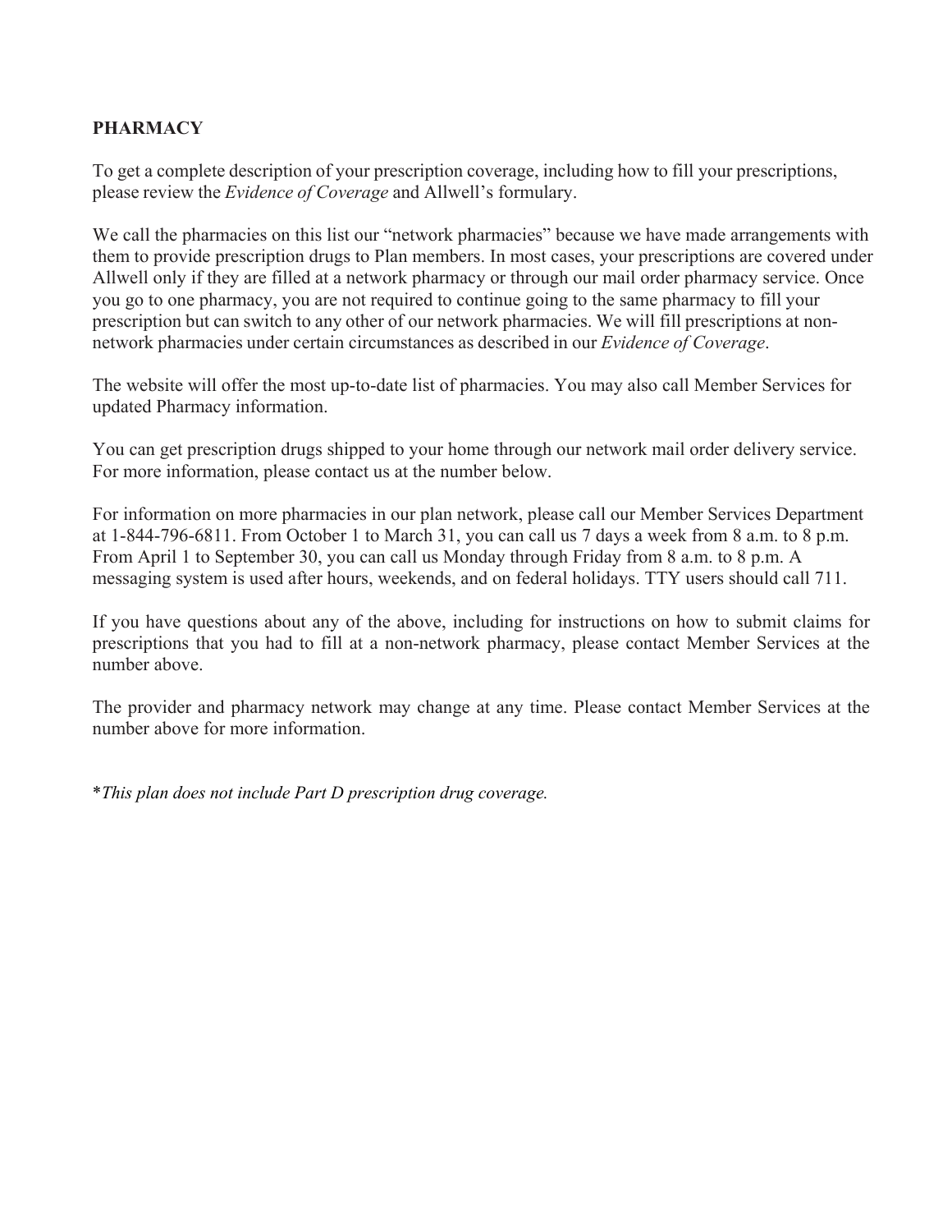## PHARMACY

To get a complete description of your prescription coverage, including how to fill your prescriptions, please review the *Evidence of Coverage* and Allwell's formulary.

We call the pharmacies on this list our "network pharmacies" because we have made arrangements with them to provide prescription drugs to Plan members. In most cases, your prescriptions are covered under Allwell only if they are filled at a network pharmacy or through our mail order pharmacy service. Once you go to one pharmacy, you are not required to continue going to the same pharmacy to fill your prescription but can switch to any other of our network pharmacies. We will fill prescriptions at non-network pharmacies under certain circumstances as described in our *Evidence of Coverage*.

The website will offer the most up-to-date list of pharmacies. You may also call Member Services for updated Pharmacy information.

You can get prescription drugs shipped to your home through our network mail order delivery service. For more information, please contact us at the number below.

For information on more pharmacies in our plan network, please call our Member Services Department at 1-844-796-6811. From October 1 to March 31, you can call us 7 days a week from 8 a.m. to 8 p.m. From April 1 to September 30, you can call us Monday through Friday from 8 a.m. to 8 p.m. A messaging system is used after hours, weekends, and on federal holidays. TTY users should call 711.

If you have questions about any of the above, including for instructions on how to submit claims for prescriptions that you had to fill at a non-network pharmacy, please contact Member Services at the number above.

The provider and pharmacy network may change at any time. Please contact Member Services at the number above for more information.

**This plan does not include Part D prescription drug coverage.*